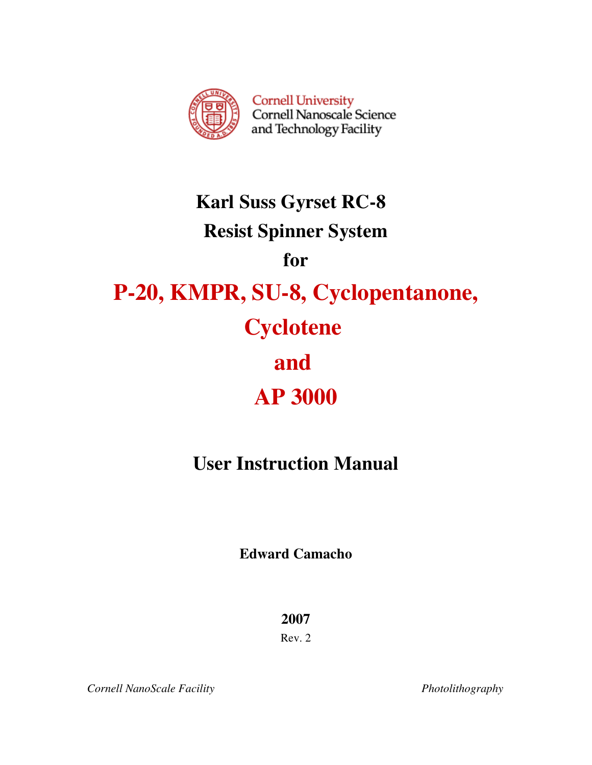Cornell University
Cornell Nanoscale Science
and Technology Facility

# Karl Suss Gyrset RC-8

# Resist Spinner System

# for

# P-20, KMPR, SU-8, Cyclopentanone, Cyclotene and AP 3000

## User Instruction Manual

**Edward Camacho**

**2007**

Rev. 2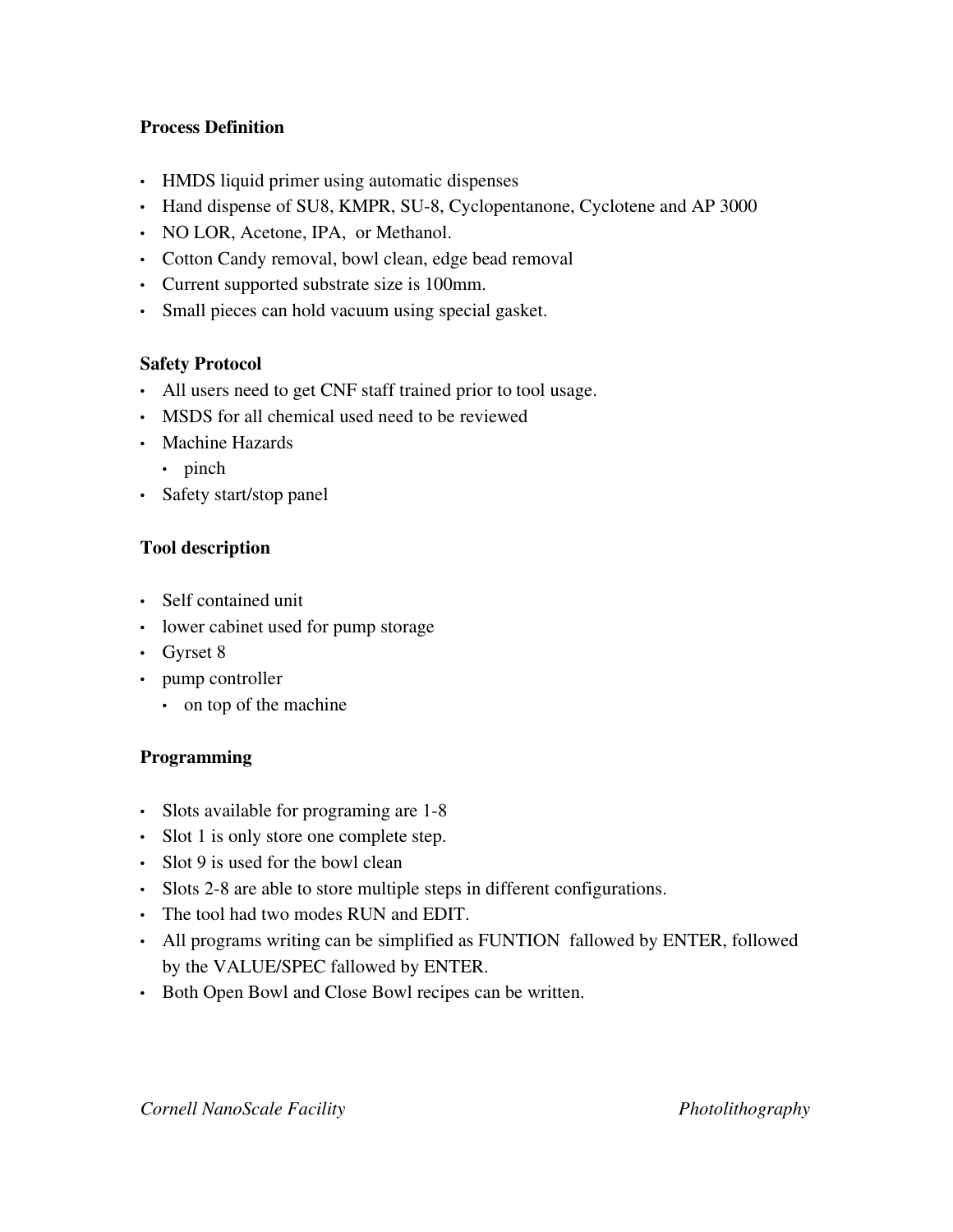**Process Definition**

- HMDS liquid primer using automatic dispenses
- Hand dispense of SU8, KMPR, SU-8, Cyclopentanone, Cyclotene and AP 3000
- NO LOR, Acetone, IPA,  or Methanol.
- Cotton Candy removal, bowl clean, edge bead removal
- Current supported substrate size is 100mm.
- Small pieces can hold vacuum using special gasket.

**Safety Protocol**

- All users need to get CNF staff trained prior to tool usage.
- MSDS for all chemical used need to be reviewed
- Machine Hazards
  - pinch
- Safety start/stop panel

**Tool description**

- Self contained unit
- lower cabinet used for pump storage
- Gyrset 8
- pump controller
  - on top of the machine

**Programming**

- Slots available for programing are 1-8
- Slot 1 is only store one complete step.
- Slot 9 is used for the bowl clean
- Slots 2-8 are able to store multiple steps in different configurations.
- The tool had two modes RUN and EDIT.
- All programs writing can be simplified as FUNTION  fallowed by ENTER, followed by the VALUE/SPEC fallowed by ENTER.
- Both Open Bowl and Close Bowl recipes can be written.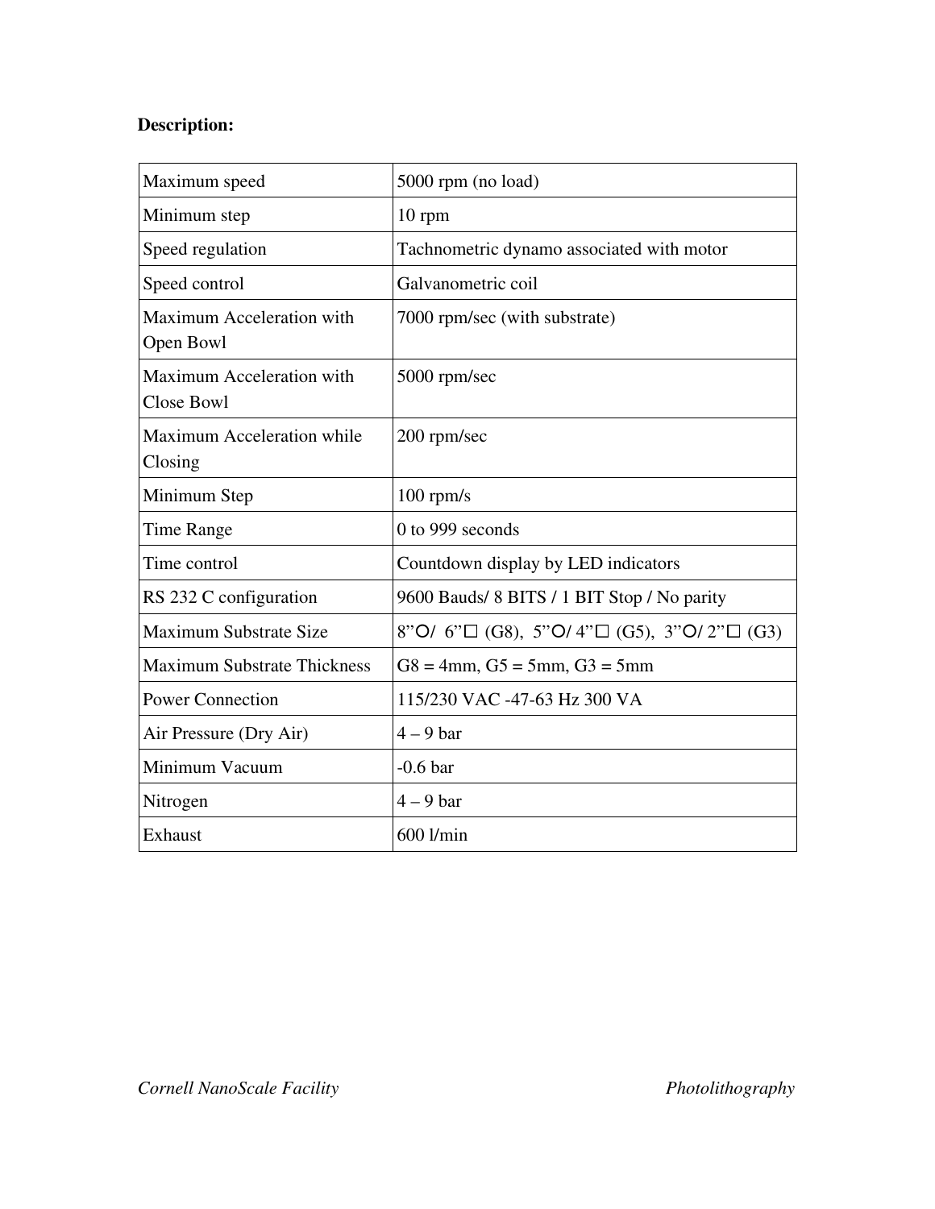**Description:**

| Maximum speed | 5000 rpm (no load) |
| --- | --- |
| Minimum step | 10 rpm |
| Speed regulation | Technometric dynamo associated with motor |
| Speed control | Galvanometric coil |
| Maximum Acceleration with Open Bowl | 7000 rpm/sec (with substrate) |
| Maximum Acceleration with Close Bowl | 5000 rpm/sec |
| Maximum Acceleration while Closing | 200 rpm/sec |
| Minimum Step | 100 rpm/s |
| Time Range | 0 to 999 seconds |
| Time control | Countdown display by LED indicators |
| RS 232 C configuration | 9600 Bauds/ 8 BITS / 1 BIT Stop / No parity |
| Maximum Substrate Size | 8”○/ 6”□ (G8), 5”○/ 4”□ (G5), 3”○/ 2”□ (G3) |
| Maximum Substrate Thickness | G8 = 4mm, G5 = 5mm, G3 = 5mm |
| Power Connection | 115/230 VAC -47-63 Hz 300 VA |
| Air Pressure (Dry Air) | 4 – 9 bar |
| Minimum Vacuum | -0.6 bar |
| Nitrogen | 4 – 9 bar |
| Exhaust | 600 l/min |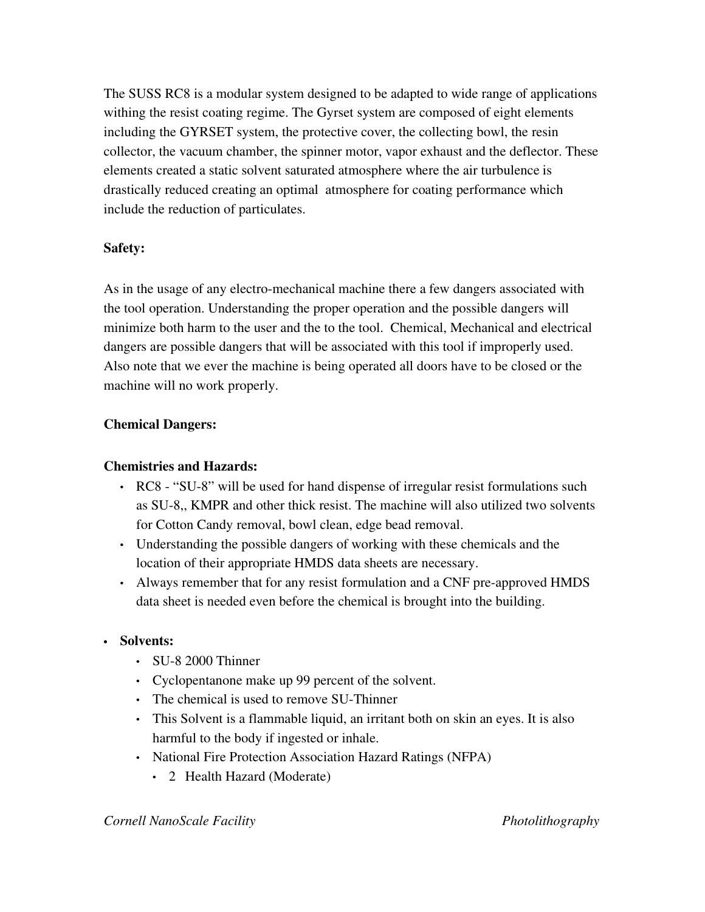The SUSS RC8 is a modular system designed to be adapted to wide range of applications withing the resist coating regime. The Gyrset system are composed of eight elements including the GYRSET system, the protective cover, the collecting bowl, the resin collector, the vacuum chamber, the spinner motor, vapor exhaust and the deflector. These elements created a static solvent saturated atmosphere where the air turbulence is drastically reduced creating an optimal atmosphere for coating performance which include the reduction of particulates.

**Safety:**

As in the usage of any electro-mechanical machine there a few dangers associated with the tool operation. Understanding the proper operation and the possible dangers will minimize both harm to the user and the to the tool. Chemical, Mechanical and electrical dangers are possible dangers that will be associated with this tool if improperly used. Also note that we ever the machine is being operated all doors have to be closed or the machine will no work properly.

**Chemical Dangers:**

**Chemistries and Hazards:**

- RC8 - "SU-8" will be used for hand dispense of irregular resist formulations such as SU-8,, KMPR and other thick resist. The machine will also utilized two solvents for Cotton Candy removal, bowl clean, edge bead removal.
- Understanding the possible dangers of working with these chemicals and the location of their appropriate HMDS data sheets are necessary.
- Always remember that for any resist formulation and a CNF pre-approved HMDS data sheet is needed even before the chemical is brought into the building.

- **Solvents:**
  - SU-8 2000 Thinner
  - Cyclopentanone make up 99 percent of the solvent.
  - The chemical is used to remove SU-Thinner
  - This Solvent is a flammable liquid, an irritant both on skin an eyes. It is also harmful to the body if ingested or inhale.
  - National Fire Protection Association Hazard Ratings (NFPA)
    - 2 Health Hazard (Moderate)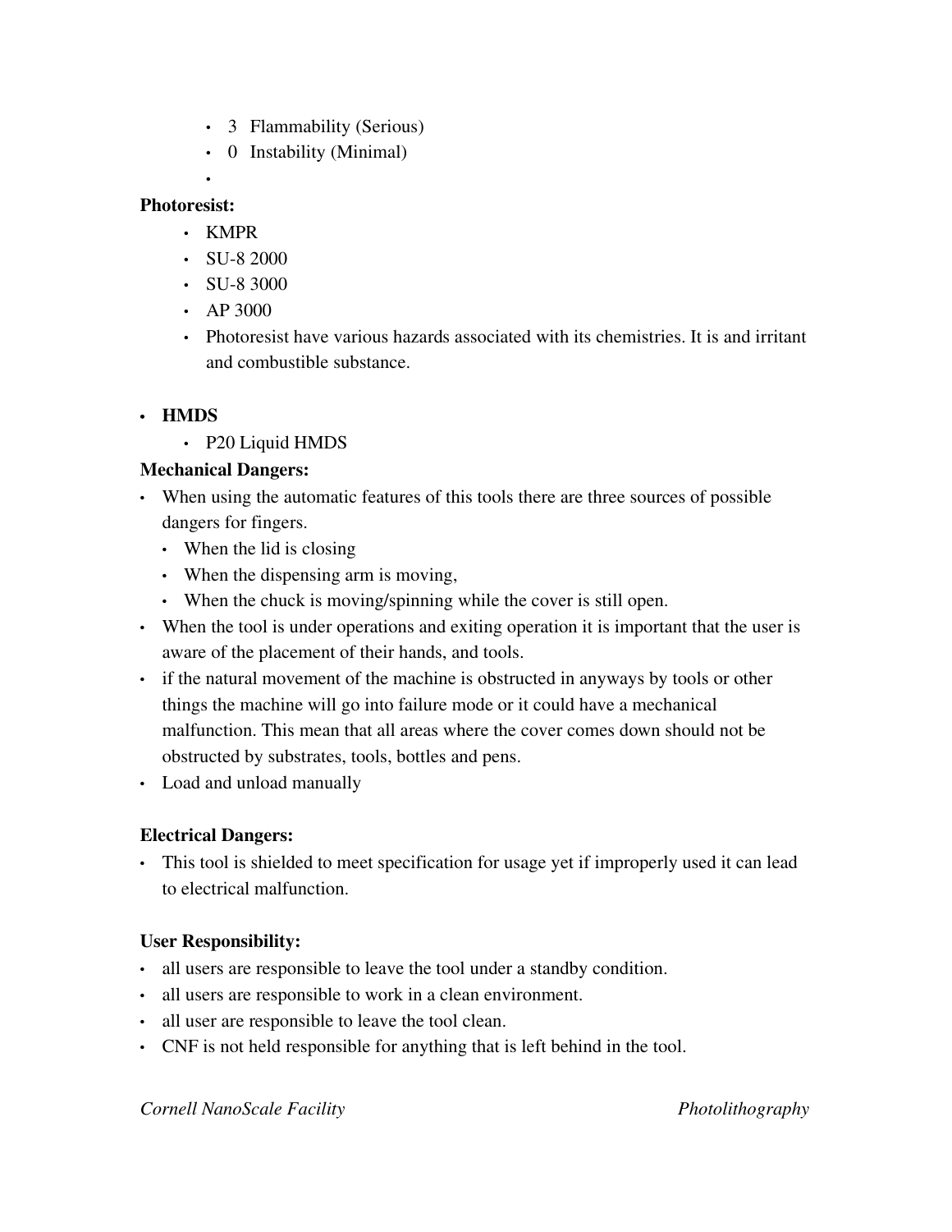- 3 Flammability (Serious)
- 0 Instability (Minimal)
-

**Photoresist:**

- KMPR
- SU-8 2000
- SU-8 3000
- AP 3000
- Photoresist have various hazards associated with its chemistries. It is and irritant and combustible substance.

- **HMDS**
  - P20 Liquid HMDS

**Mechanical Dangers:**

- When using the automatic features of this tools there are three sources of possible dangers for fingers.
  - When the lid is closing
  - When the dispensing arm is moving,
  - When the chuck is moving/spinning while the cover is still open.
- When the tool is under operations and exiting operation it is important that the user is aware of the placement of their hands, and tools.
- if the natural movement of the machine is obstructed in anyways by tools or other things the machine will go into failure mode or it could have a mechanical malfunction. This mean that all areas where the cover comes down should not be obstructed by substrates, tools, bottles and pens.
- Load and unload manually

**Electrical Dangers:**

- This tool is shielded to meet specification for usage yet if improperly used it can lead to electrical malfunction.

**User Responsibility:**

- all users are responsible to leave the tool under a standby condition.
- all users are responsible to work in a clean environment.
- all user are responsible to leave the tool clean.
- CNF is not held responsible for anything that is left behind in the tool.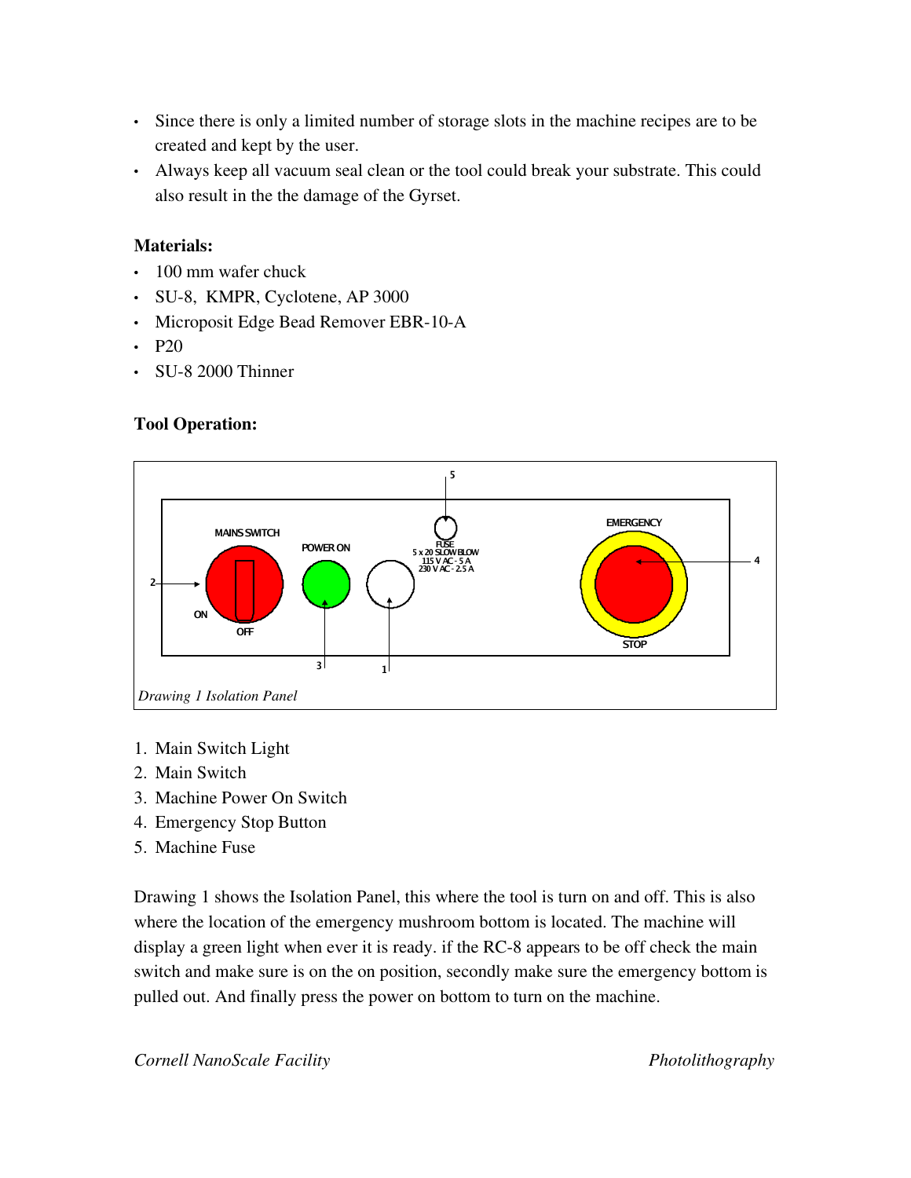- Since there is only a limited number of storage slots in the machine recipes are to be created and kept by the user.
- Always keep all vacuum seal clean or the tool could break your substrate. This could also result in the the damage of the Gyrset.

**Materials:**

- 100 mm wafer chuck
- SU-8, KMPR, Cyclotene, AP 3000
- Microposit Edge Bead Remover EBR-10-A
- P20
- SU-8 2000 Thinner

**Tool Operation:**

*Drawing 1 Isolation Panel*

1. Main Switch Light
2. Main Switch
3. Machine Power On Switch
4. Emergency Stop Button
5. Machine Fuse

Drawing 1 shows the Isolation Panel, this where the tool is turn on and off. This is also where the location of the emergency mushroom bottom is located. The machine will display a green light when ever it is ready. if the RC-8 appears to be off check the main switch and make sure is on the on position, secondly make sure the emergency bottom is pulled out. And finally press the power on bottom to turn on the machine.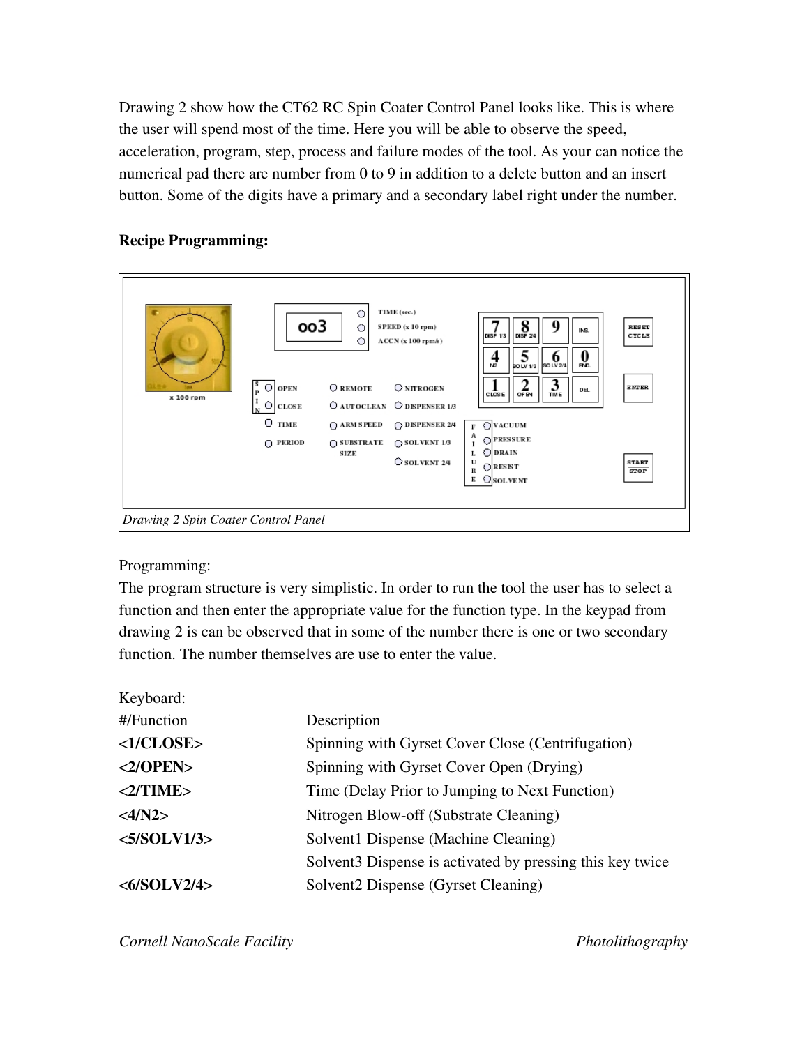Drawing 2 show how the CT62 RC Spin Coater Control Panel looks like. This is where the user will spend most of the time. Here you will be able to observe the speed, acceleration, program, step, process and failure modes of the tool. As your can notice the numerical pad there are number from 0 to 9 in addition to a delete button and an insert button. Some of the digits have a primary and a secondary label right under the number.

**Recipe Programming:**

*Drawing 2 Spin Coater Control Panel*

Programming:

The program structure is very simplistic. In order to run the tool the user has to select a function and then enter the appropriate value for the function type. In the keypad from drawing 2 is can be observed that in some of the number there is one or two secondary function. The number themselves are use to enter the value.

Keyboard:

| #/Function | Description |
|---|---|
| **<1/CLOSE>** | Spinning with Gyrset Cover Close (Centrifugation) |
| **<2/OPEN>** | Spinning with Gyrset Cover Open (Drying) |
| **<2/TIME>** | Time (Delay Prior to Jumping to Next Function) |
| **<4/N2>** | Nitrogen Blow-off (Substrate Cleaning) |
| **<5/SOLV1/3>** | Solvent1 Dispense (Machine Cleaning) |
| | Solvent3 Dispense is activated by pressing this key twice |
| **<6/SOLV2/4>** | Solvent2 Dispense (Gyrset Cleaning) |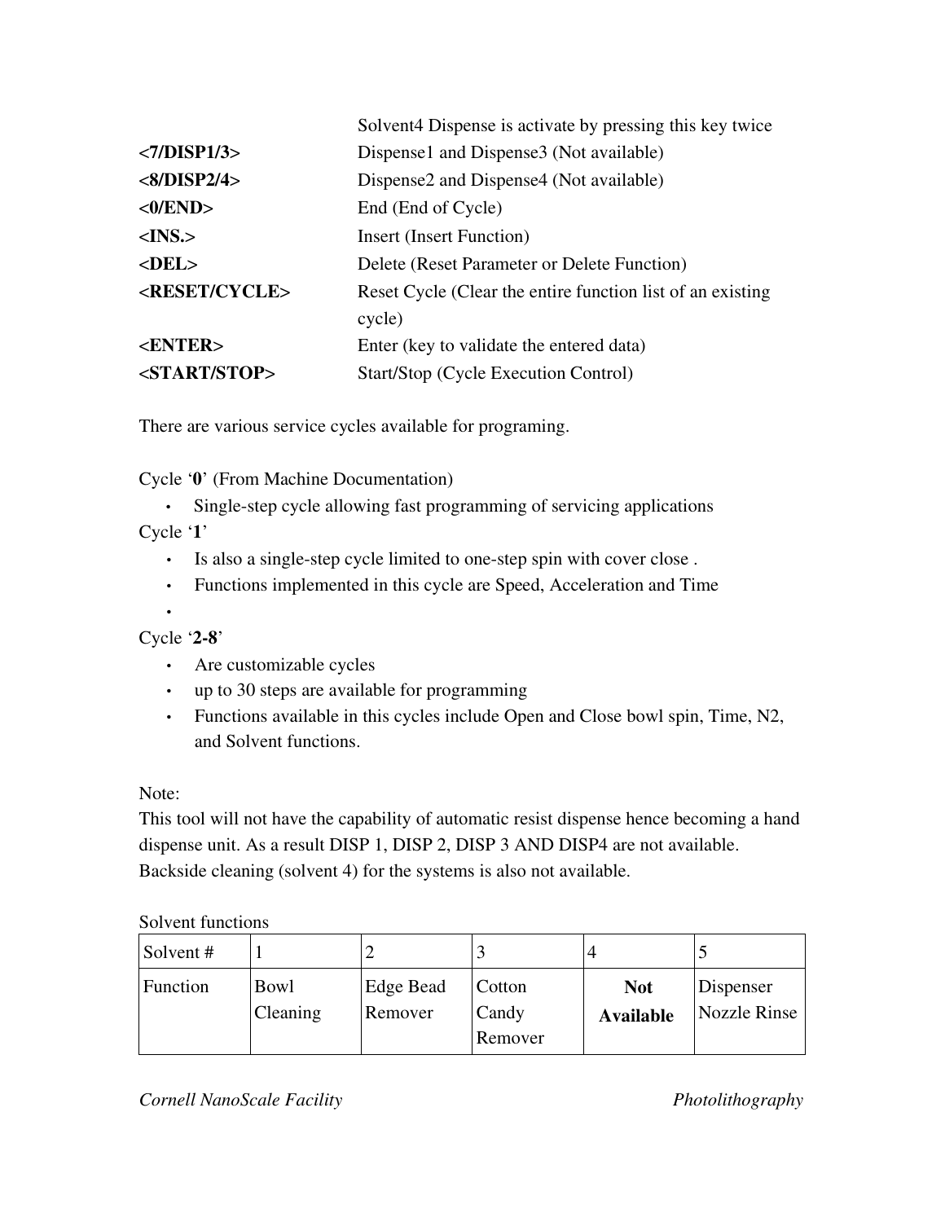| | |
|---|---|
| | Solvent4 Dispense is activate by pressing this key twice |
| **<7/DISP1/3>** | Dispense1 and Dispense3 (Not available) |
| **<8/DISP2/4>** | Dispense2 and Dispense4 (Not available) |
| **<0/END>** | End (End of Cycle) |
| **<INS.>** | Insert (Insert Function) |
| **<DEL>** | Delete (Reset Parameter or Delete Function) |
| **<RESET/CYCLE>** | Reset Cycle (Clear the entire function list of an existing cycle) |
| **<ENTER>** | Enter (key to validate the entered data) |
| **<START/STOP>** | Start/Stop (Cycle Execution Control) |

There are various service cycles available for programing.

Cycle '**0**' (From Machine Documentation)

- Single-step cycle allowing fast programming of servicing applications

Cycle '**1**'

- Is also a single-step cycle limited to one-step spin with cover close .
- Functions implemented in this cycle are Speed, Acceleration and Time
-

Cycle '**2-8**'

- Are customizable cycles
- up to 30 steps are available for programming
- Functions available in this cycles include Open and Close bowl spin, Time, N2, and Solvent functions.

Note:
This tool will not have the capability of automatic resist dispense hence becoming a hand dispense unit. As a result DISP 1, DISP 2, DISP 3 AND DISP4 are not available. Backside cleaning (solvent 4) for the systems is also not available.

Solvent functions

| Solvent # | 1 | 2 | 3 | 4 | 5 |
|---|---|---|---|---|---|
| Function | Bowl Cleaning | Edge Bead Remover | Cotton Candy Remover | **Not Available** | Dispenser Nozzle Rinse |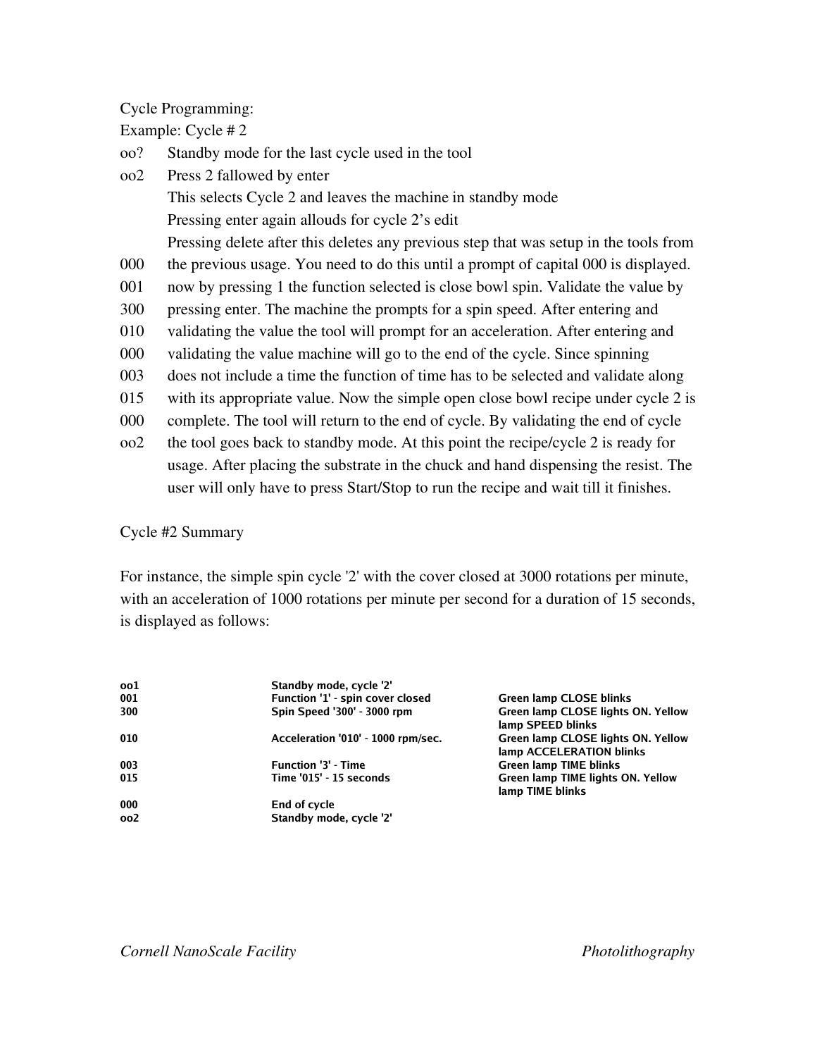Cycle Programming:

Example: Cycle # 2

| | |
|---|---|
| oo? | Standby mode for the last cycle used in the tool |
| oo2 | Press 2 fallowed by enter<br>This selects Cycle 2 and leaves the machine in standby mode<br>Pressing enter again allouds for cycle 2's edit<br>Pressing delete after this deletes any previous step that was setup in the tools from |
| 000 | the previous usage. You need to do this until a prompt of capital 000 is displayed. |
| 001 | now by pressing 1 the function selected is close bowl spin. Validate the value by |
| 300 | pressing enter. The machine the prompts for a spin speed. After entering and |
| 010 | validating the value the tool will prompt for an acceleration. After entering and |
| 000 | validating the value machine will go to the end of the cycle. Since spinning |
| 003 | does not include a time the function of time has to be selected and validate along |
| 015 | with its appropriate value. Now the simple open close bowl recipe under cycle 2 is |
| 000 | complete. The tool will return to the end of cycle. By validating the end of cycle |
| oo2 | the tool goes back to standby mode. At this point the recipe/cycle 2 is ready for usage. After placing the substrate in the chuck and hand dispensing the resist. The user will only have to press Start/Stop to run the recipe and wait till it finishes. |

Cycle #2 Summary

For instance, the simple spin cycle '2' with the cover closed at 3000 rotations per minute, with an acceleration of 1000 rotations per minute per second for a duration of 15 seconds, is displayed as follows:

| | | |
|---|---|---|
| **oo1** | **Standby mode, cycle '2'** | |
| **001** | **Function '1' - spin cover closed** | **Green lamp CLOSE blinks** |
| **300** | **Spin Speed '300' - 3000 rpm** | **Green lamp CLOSE lights ON. Yellow lamp SPEED blinks** |
| **010** | **Acceleration '010' - 1000 rpm/sec.** | **Green lamp CLOSE lights ON. Yellow lamp ACCELERATION blinks** |
| **003** | **Function '3' - Time** | **Green lamp TIME blinks** |
| **015** | **Time '015' - 15 seconds** | **Green lamp TIME lights ON. Yellow lamp TIME blinks** |
| **000** | **End of cycle** | |
| **oo2** | **Standby mode, cycle '2'** | |